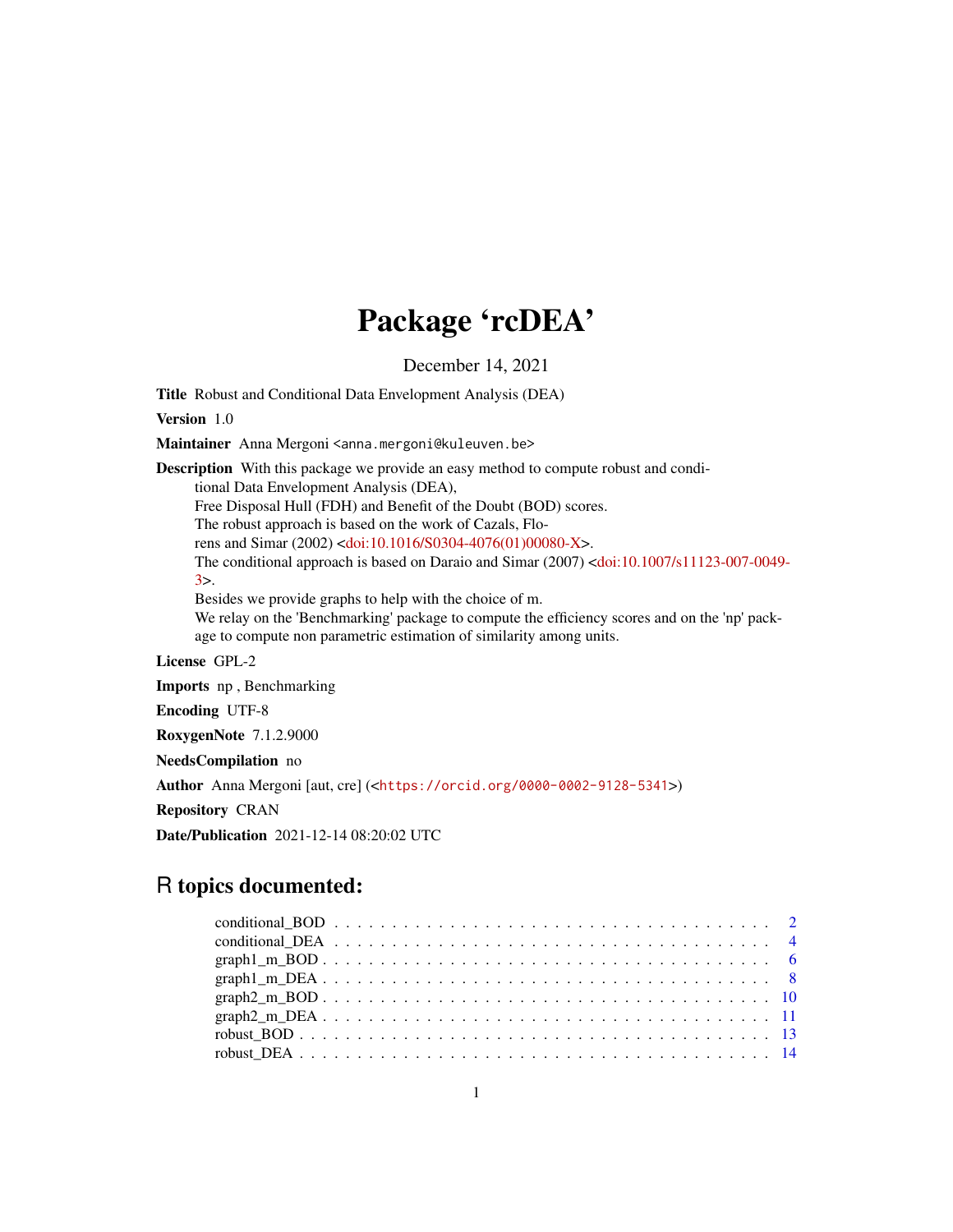# Package 'rcDEA'

December 14, 2021

**Title** Robust and Conditional Data Envelopment Analysis (DEA)

**Version** 1.0

**Maintainer** Anna Mergoni <anna.mergoni@kuleuven.be>

**Description** With this package we provide an easy method to compute robust and conditional Data Envelopment Analysis (DEA), Free Disposal Hull (FDH) and Benefit of the Doubt (BOD) scores. The robust approach is based on the work of Cazals, Florens and Simar (2002) <doi:10.1016/S0304-4076(01)00080-X>. The conditional approach is based on Daraio and Simar (2007) <doi:10.1007/s11123-007-0049-3>. Besides we provide graphs to help with the choice of m. We relay on the 'Benchmarking' package to compute the efficiency scores and on the 'np' package to compute non parametric estimation of similarity among units.

**License** GPL-2

**Imports** np , Benchmarking

**Encoding** UTF-8

**RoxygenNote** 7.1.2.9000

**NeedsCompilation** no

**Author** Anna Mergoni [aut, cre] (<https://orcid.org/0000-0002-9128-5341>)

**Repository** CRAN

**Date/Publication** 2021-12-14 08:20:02 UTC

## R topics documented:

| | |
|---|---|
| conditional_BOD | 2 |
| conditional_DEA | 4 |
| graph1_m_BOD | 6 |
| graph1_m_DEA | 8 |
| graph2_m_BOD | 10 |
| graph2_m_DEA | 11 |
| robust_BOD | 13 |
| robust_DEA | 14 |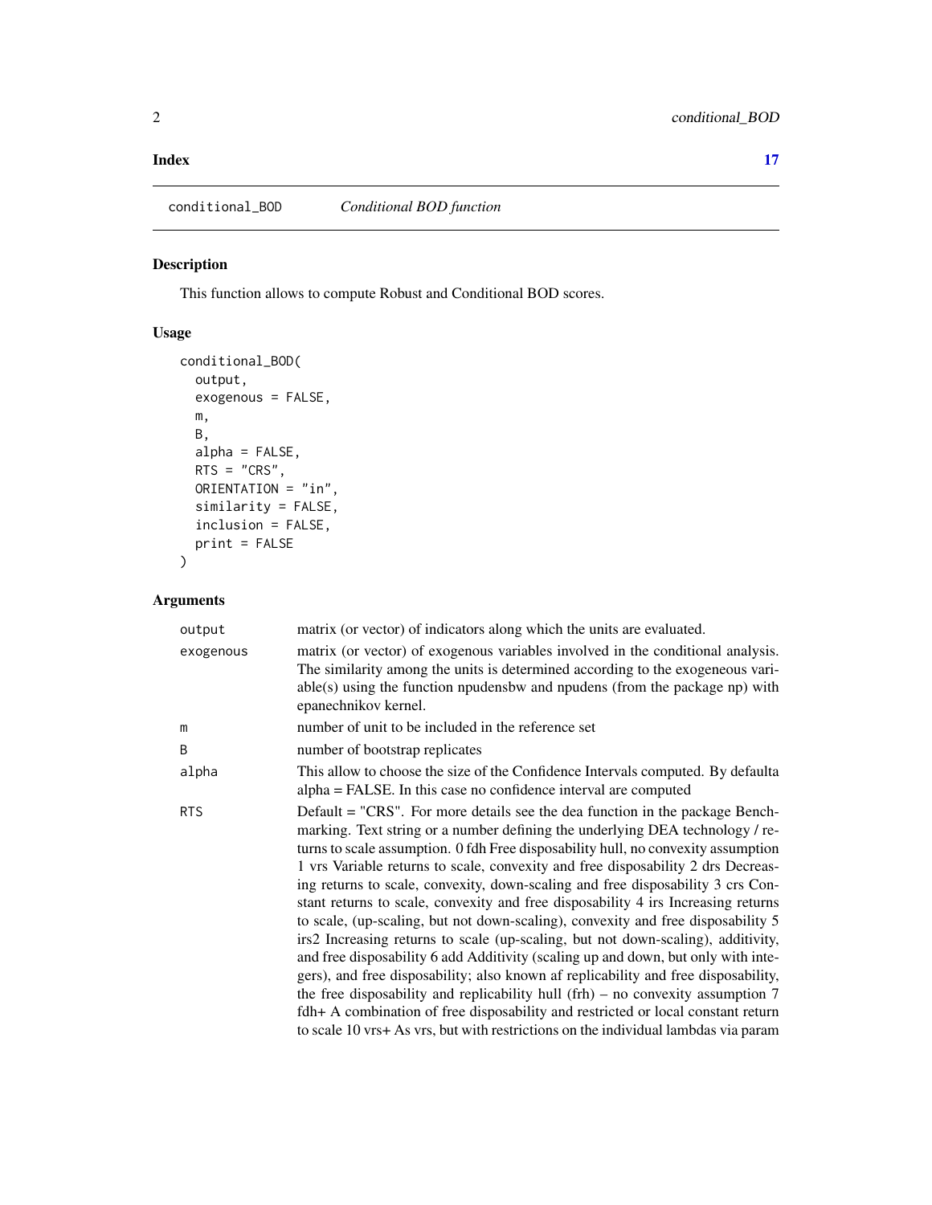**Index** **17**

## conditional_BOD — *Conditional BOD function*

### Description

This function allows to compute Robust and Conditional BOD scores.

### Usage

```
conditional_BOD(
  output,
  exogenous = FALSE,
  m,
  B,
  alpha = FALSE,
  RTS = "CRS",
  ORIENTATION = "in",
  similarity = FALSE,
  inclusion = FALSE,
  print = FALSE
)
```

### Arguments

| Argument | Description |
|---|---|
| `output` | matrix (or vector) of indicators along which the units are evaluated. |
| `exogenous` | matrix (or vector) of exogenous variables involved in the conditional analysis. The similarity among the units is determined according to the exogeneous variable(s) using the function npudensbw and npudens (from the package np) with epanechnikov kernel. |
| `m` | number of unit to be included in the reference set |
| `B` | number of bootstrap replicates |
| `alpha` | This allow to choose the size of the Confidence Intervals computed. By defaulta alpha = FALSE. In this case no confidence interval are computed |
| `RTS` | Default = "CRS". For more details see the dea function in the package Benchmarking. Text string or a number defining the underlying DEA technology / returns to scale assumption. 0 fdh Free disposability hull, no convexity assumption 1 vrs Variable returns to scale, convexity and free disposability 2 drs Decreasing returns to scale, convexity, down-scaling and free disposability 3 crs Constant returns to scale, convexity and free disposability 4 irs Increasing returns to scale, (up-scaling, but not down-scaling), convexity and free disposability 5 irs2 Increasing returns to scale (up-scaling, but not down-scaling), additivity, and free disposability 6 add Additivity (scaling up and down, but only with integers), and free disposability; also known af replicability and free disposability, the free disposability and replicability hull (frh) – no convexity assumption 7 fdh+ A combination of free disposability and restricted or local constant return to scale 10 vrs+ As vrs, but with restrictions on the individual lambdas via param |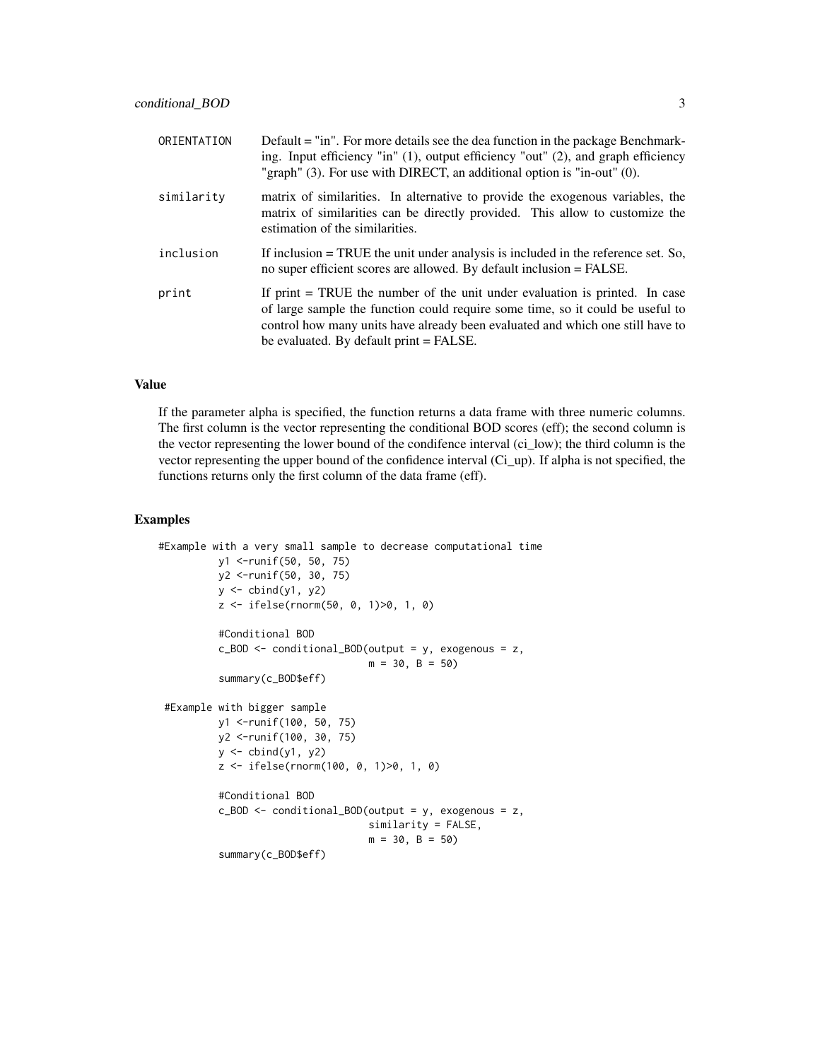| | |
|---|---|
| ORIENTATION | Default = "in". For more details see the dea function in the package Benchmarking. Input efficiency "in" (1), output efficiency "out" (2), and graph efficiency "graph" (3). For use with DIRECT, an additional option is "in-out" (0). |
| similarity | matrix of similarities. In alternative to provide the exogenous variables, the matrix of similarities can be directly provided. This allow to customize the estimation of the similarities. |
| inclusion | If inclusion = TRUE the unit under analysis is included in the reference set. So, no super efficient scores are allowed. By default inclusion = FALSE. |
| print | If print = TRUE the number of the unit under evaluation is printed. In case of large sample the function could require some time, so it could be useful to control how many units have already been evaluated and which one still have to be evaluated. By default print = FALSE. |

## Value

If the parameter alpha is specified, the function returns a data frame with three numeric columns. The first column is the vector representing the conditional BOD scores (eff); the second column is the vector representing the lower bound of the condifence interval (ci_low); the third column is the vector representing the upper bound of the confidence interval (Ci_up). If alpha is not specified, the functions returns only the first column of the data frame (eff).

## Examples

```
#Example with a very small sample to decrease computational time
          y1 <-runif(50, 50, 75)
          y2 <-runif(50, 30, 75)
          y <- cbind(y1, y2)
          z <- ifelse(rnorm(50, 0, 1)>0, 1, 0)

          #Conditional BOD
          c_BOD <- conditional_BOD(output = y, exogenous = z,
                                   m = 30, B = 50)
          summary(c_BOD$eff)

 #Example with bigger sample
          y1 <-runif(100, 50, 75)
          y2 <-runif(100, 30, 75)
          y <- cbind(y1, y2)
          z <- ifelse(rnorm(100, 0, 1)>0, 1, 0)

          #Conditional BOD
          c_BOD <- conditional_BOD(output = y, exogenous = z,
                                   similarity = FALSE,
                                   m = 30, B = 50)
          summary(c_BOD$eff)
```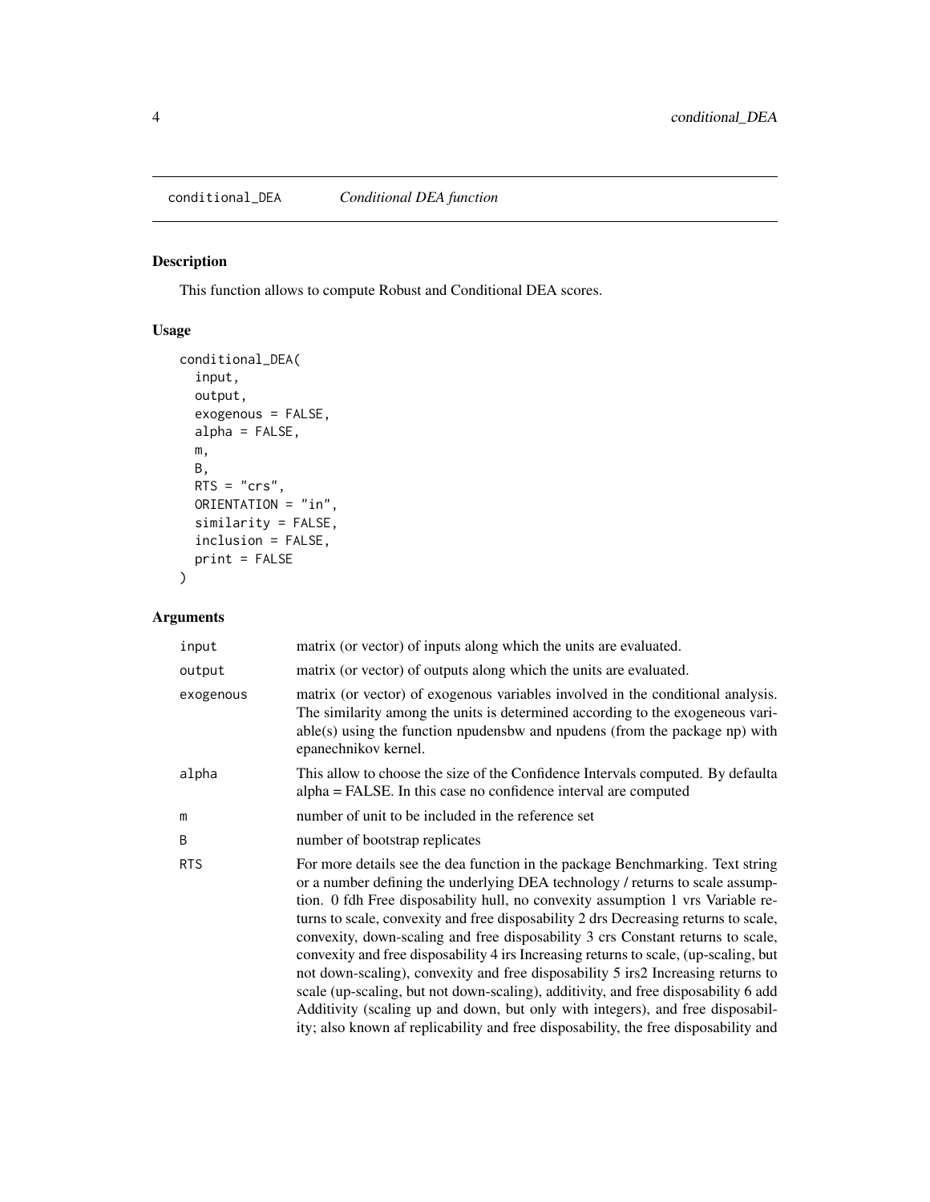## conditional_DEA *Conditional DEA function*

### Description

This function allows to compute Robust and Conditional DEA scores.

### Usage

```
conditional_DEA(
  input,
  output,
  exogenous = FALSE,
  alpha = FALSE,
  m,
  B,
  RTS = "crs",
  ORIENTATION = "in",
  similarity = FALSE,
  inclusion = FALSE,
  print = FALSE
)
```

### Arguments

| | |
|---|---|
| input | matrix (or vector) of inputs along which the units are evaluated. |
| output | matrix (or vector) of outputs along which the units are evaluated. |
| exogenous | matrix (or vector) of exogenous variables involved in the conditional analysis. The similarity among the units is determined according to the exogeneous variable(s) using the function npudensbw and npudens (from the package np) with epanechnikov kernel. |
| alpha | This allow to choose the size of the Confidence Intervals computed. By defaulta alpha = FALSE. In this case no confidence interval are computed |
| m | number of unit to be included in the reference set |
| B | number of bootstrap replicates |
| RTS | For more details see the dea function in the package Benchmarking. Text string or a number defining the underlying DEA technology / returns to scale assumption. 0 fdh Free disposability hull, no convexity assumption 1 vrs Variable returns to scale, convexity and free disposability 2 drs Decreasing returns to scale, convexity, down-scaling and free disposability 3 crs Constant returns to scale, convexity and free disposability 4 irs Increasing returns to scale, (up-scaling, but not down-scaling), convexity and free disposability 5 irs2 Increasing returns to scale (up-scaling, but not down-scaling), additivity, and free disposability 6 add Additivity (scaling up and down, but only with integers), and free disposability; also known af replicability and free disposability, the free disposability and |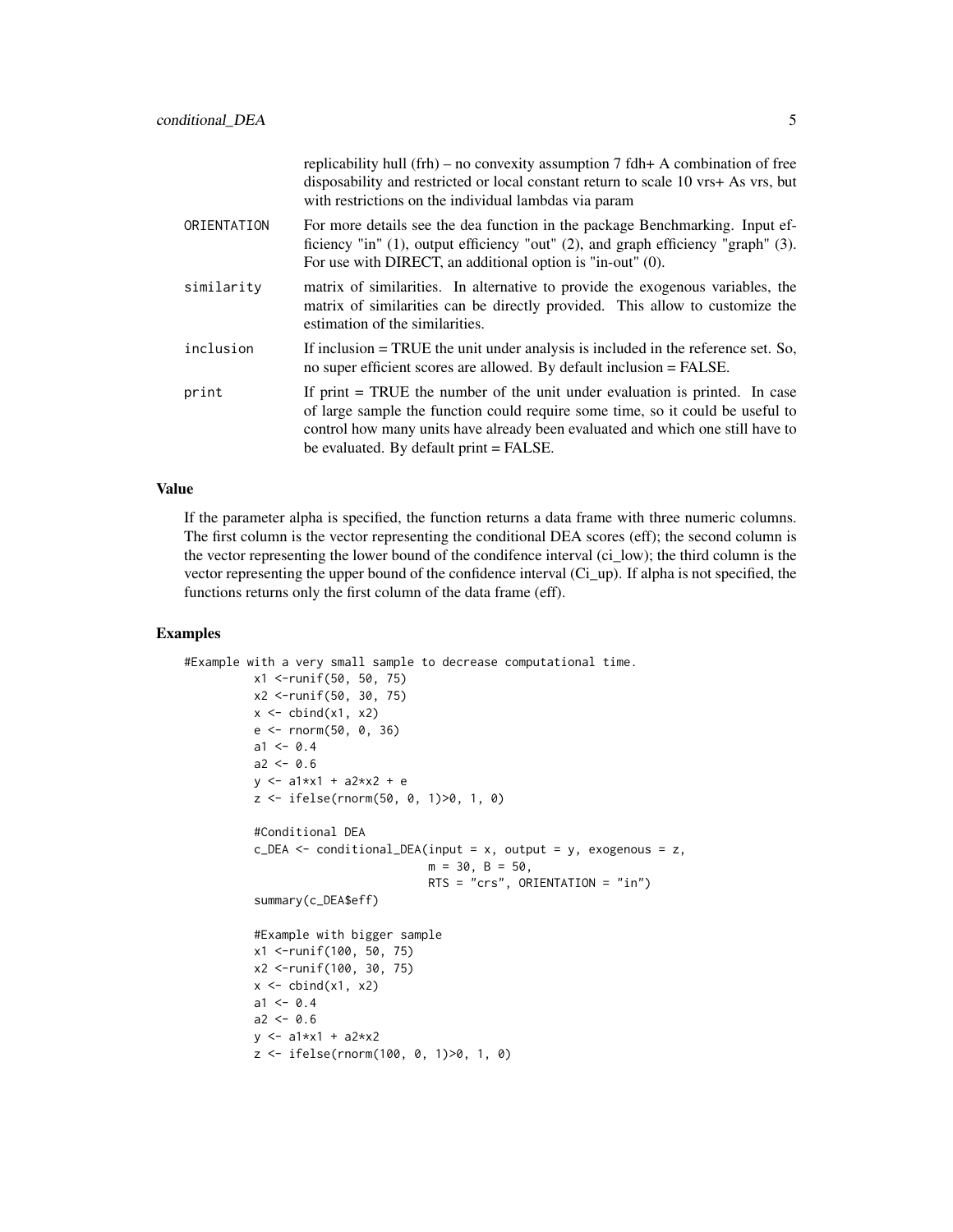replicability hull (frh) – no convexity assumption 7 fdh+ A combination of free disposability and restricted or local constant return to scale 10 vrs+ As vrs, but with restrictions on the individual lambdas via param

ORIENTATION
: For more details see the dea function in the package Benchmarking. Input efficiency "in" (1), output efficiency "out" (2), and graph efficiency "graph" (3). For use with DIRECT, an additional option is "in-out" (0).

similarity
: matrix of similarities. In alternative to provide the exogenous variables, the matrix of similarities can be directly provided. This allow to customize the estimation of the similarities.

inclusion
: If inclusion = TRUE the unit under analysis is included in the reference set. So, no super efficient scores are allowed. By default inclusion = FALSE.

print
: If print = TRUE the number of the unit under evaluation is printed. In case of large sample the function could require some time, so it could be useful to control how many units have already been evaluated and which one still have to be evaluated. By default print = FALSE.

## Value

If the parameter alpha is specified, the function returns a data frame with three numeric columns. The first column is the vector representing the conditional DEA scores (eff); the second column is the vector representing the lower bound of the condifence interval (ci_low); the third column is the vector representing the upper bound of the confidence interval (Ci_up). If alpha is not specified, the functions returns only the first column of the data frame (eff).

## Examples

```
#Example with a very small sample to decrease computational time.
          x1 <-runif(50, 50, 75)
          x2 <-runif(50, 30, 75)
          x <- cbind(x1, x2)
          e <- rnorm(50, 0, 36)
          a1 <- 0.4
          a2 <- 0.6
          y <- a1*x1 + a2*x2 + e
          z <- ifelse(rnorm(50, 0, 1)>0, 1, 0)

          #Conditional DEA
          c_DEA <- conditional_DEA(input = x, output = y, exogenous = z,
                                m = 30, B = 50,
                                RTS = "crs", ORIENTATION = "in")
          summary(c_DEA$eff)

          #Example with bigger sample
          x1 <-runif(100, 50, 75)
          x2 <-runif(100, 30, 75)
          x <- cbind(x1, x2)
          a1 <- 0.4
          a2 <- 0.6
          y <- a1*x1 + a2*x2
          z <- ifelse(rnorm(100, 0, 1)>0, 1, 0)
```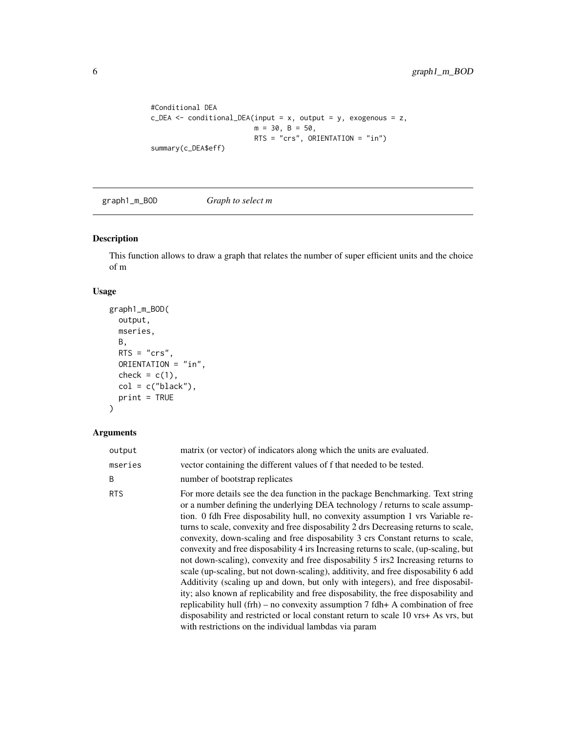```
#Conditional DEA
c_DEA <- conditional_DEA(input = x, output = y, exogenous = z,
                         m = 30, B = 50,
                         RTS = "crs", ORIENTATION = "in")
summary(c_DEA$eff)
```

## graph1_m_BOD *Graph to select m*

### Description

This function allows to draw a graph that relates the number of super efficient units and the choice of m

### Usage

```
graph1_m_BOD(
  output,
  mseries,
  B,
  RTS = "crs",
  ORIENTATION = "in",
  check = c(1),
  col = c("black"),
  print = TRUE
)
```

### Arguments

| | |
|---|---|
| output | matrix (or vector) of indicators along which the units are evaluated. |
| mseries | vector containing the different values of f that needed to be tested. |
| B | number of bootstrap replicates |
| RTS | For more details see the dea function in the package Benchmarking. Text string or a number defining the underlying DEA technology / returns to scale assumption. 0 fdh Free disposability hull, no convexity assumption 1 vrs Variable returns to scale, convexity and free disposability 2 drs Decreasing returns to scale, convexity, down-scaling and free disposability 3 crs Constant returns to scale, convexity and free disposability 4 irs Increasing returns to scale, (up-scaling, but not down-scaling), convexity and free disposability 5 irs2 Increasing returns to scale (up-scaling, but not down-scaling), additivity, and free disposability 6 add Additivity (scaling up and down, but only with integers), and free disposability; also known af replicability and free disposability, the free disposability and replicability hull (frh) – no convexity assumption 7 fdh+ A combination of free disposability and restricted or local constant return to scale 10 vrs+ As vrs, but with restrictions on the individual lambdas via param |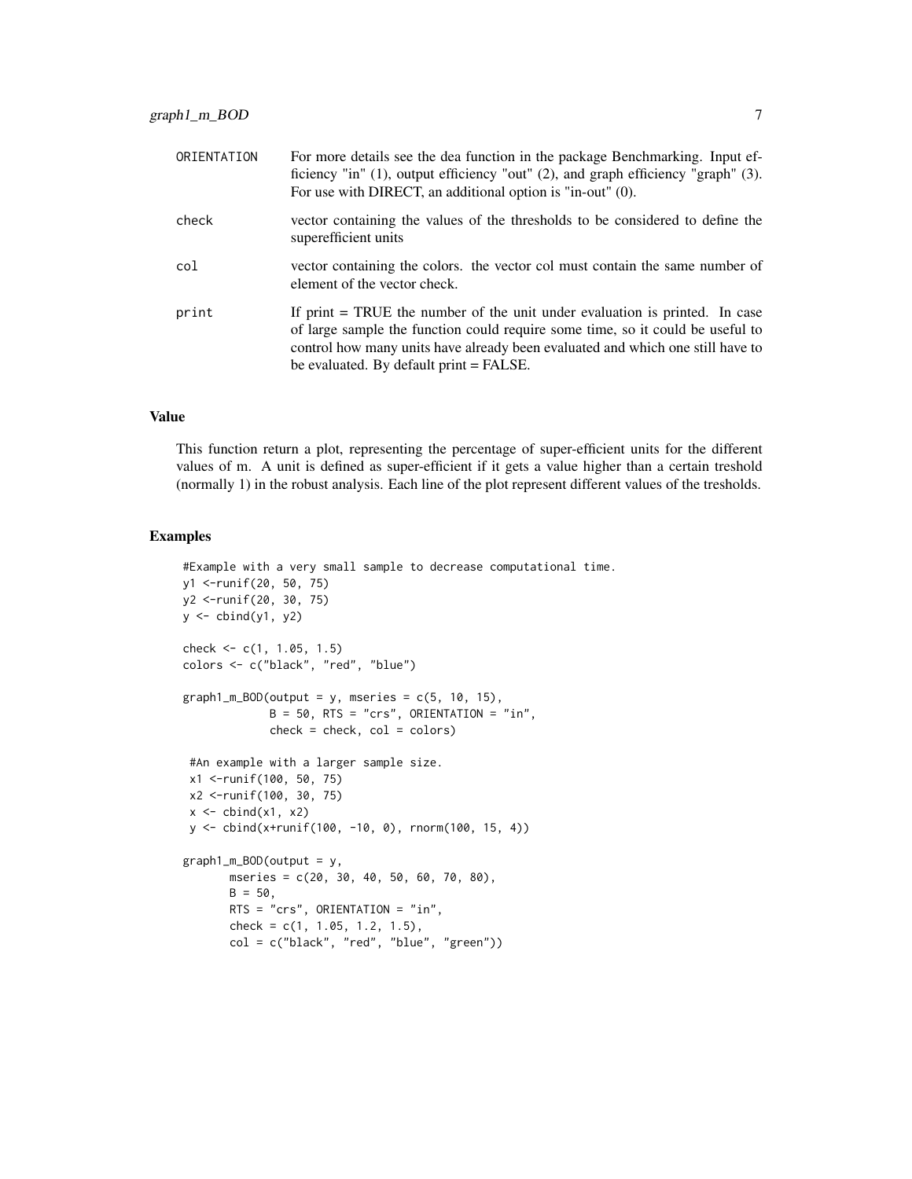| | |
|---|---|
| ORIENTATION | For more details see the dea function in the package Benchmarking. Input efficiency "in" (1), output efficiency "out" (2), and graph efficiency "graph" (3). For use with DIRECT, an additional option is "in-out" (0). |
| check | vector containing the values of the thresholds to be considered to define the superefficient units |
| col | vector containing the colors. the vector col must contain the same number of element of the vector check. |
| print | If print = TRUE the number of the unit under evaluation is printed. In case of large sample the function could require some time, so it could be useful to control how many units have already been evaluated and which one still have to be evaluated. By default print = FALSE. |

### Value

This function return a plot, representing the percentage of super-efficient units for the different values of m. A unit is defined as super-efficient if it gets a value higher than a certain treshold (normally 1) in the robust analysis. Each line of the plot represent different values of the tresholds.

### Examples

```
#Example with a very small sample to decrease computational time.
y1 <-runif(20, 50, 75)
y2 <-runif(20, 30, 75)
y <- cbind(y1, y2)

check <- c(1, 1.05, 1.5)
colors <- c("black", "red", "blue")

graph1_m_BOD(output = y, mseries = c(5, 10, 15),
             B = 50, RTS = "crs", ORIENTATION = "in",
             check = check, col = colors)

 #An example with a larger sample size.
 x1 <-runif(100, 50, 75)
 x2 <-runif(100, 30, 75)
 x <- cbind(x1, x2)
 y <- cbind(x+runif(100, -10, 0), rnorm(100, 15, 4))

graph1_m_BOD(output = y,
       mseries = c(20, 30, 40, 50, 60, 70, 80),
       B = 50,
       RTS = "crs", ORIENTATION = "in",
       check = c(1, 1.05, 1.2, 1.5),
       col = c("black", "red", "blue", "green"))
```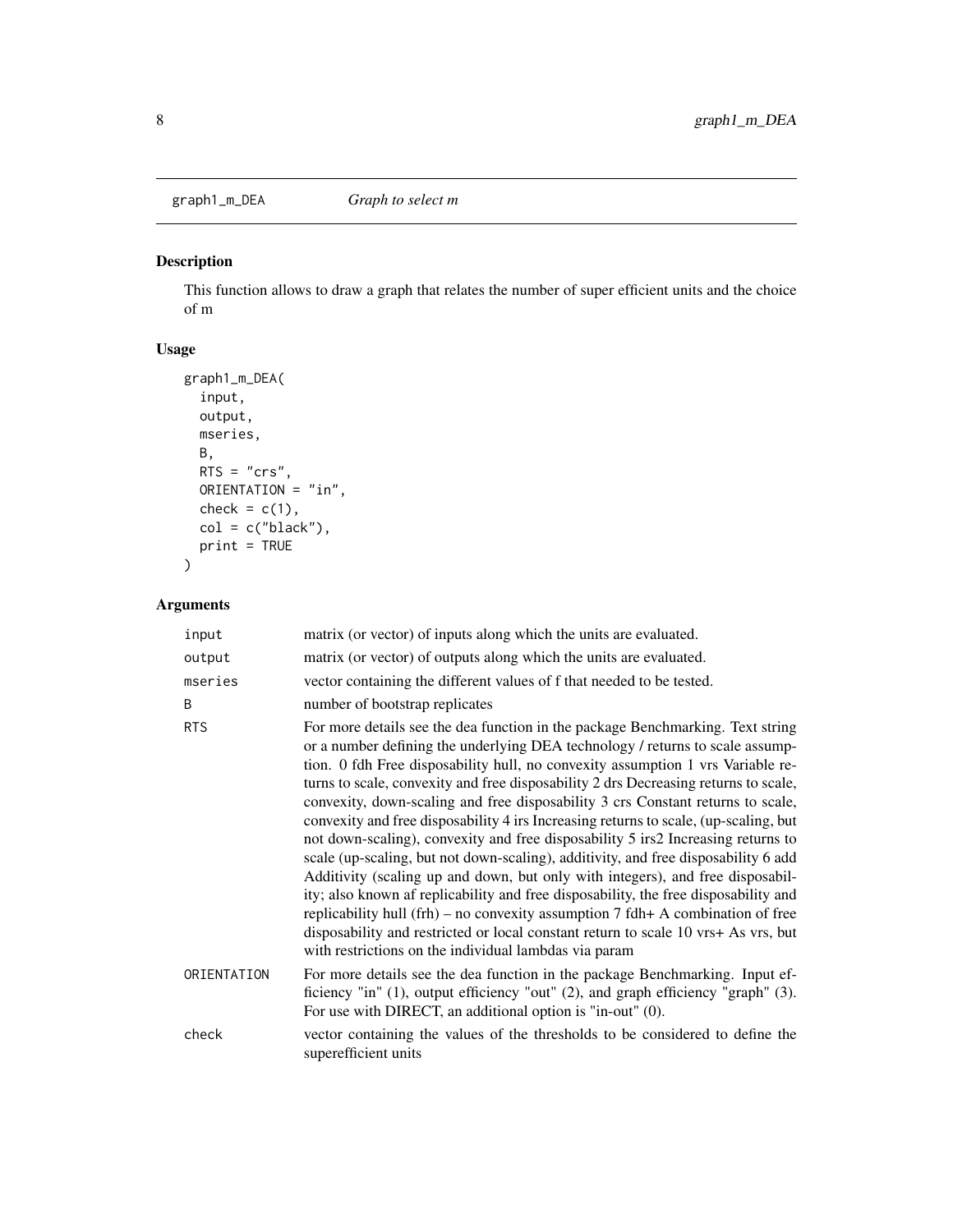graph1_m_DEA *Graph to select m*

## Description

This function allows to draw a graph that relates the number of super efficient units and the choice of m

## Usage

```
graph1_m_DEA(
  input,
  output,
  mseries,
  B,
  RTS = "crs",
  ORIENTATION = "in",
  check = c(1),
  col = c("black"),
  print = TRUE
)
```

## Arguments

| | |
|---|---|
| input | matrix (or vector) of inputs along which the units are evaluated. |
| output | matrix (or vector) of outputs along which the units are evaluated. |
| mseries | vector containing the different values of f that needed to be tested. |
| B | number of bootstrap replicates |
| RTS | For more details see the dea function in the package Benchmarking. Text string or a number defining the underlying DEA technology / returns to scale assumption. 0 fdh Free disposability hull, no convexity assumption 1 vrs Variable returns to scale, convexity and free disposability 2 drs Decreasing returns to scale, convexity, down-scaling and free disposability 3 crs Constant returns to scale, convexity and free disposability 4 irs Increasing returns to scale, (up-scaling, but not down-scaling), convexity and free disposability 5 irs2 Increasing returns to scale (up-scaling, but not down-scaling), additivity, and free disposability 6 add Additivity (scaling up and down, but only with integers), and free disposability; also known af replicability and free disposability, the free disposability and replicability hull (frh) – no convexity assumption 7 fdh+ A combination of free disposability and restricted or local constant return to scale 10 vrs+ As vrs, but with restrictions on the individual lambdas via param |
| ORIENTATION | For more details see the dea function in the package Benchmarking. Input efficiency "in" (1), output efficiency "out" (2), and graph efficiency "graph" (3). For use with DIRECT, an additional option is "in-out" (0). |
| check | vector containing the values of the thresholds to be considered to define the superefficient units |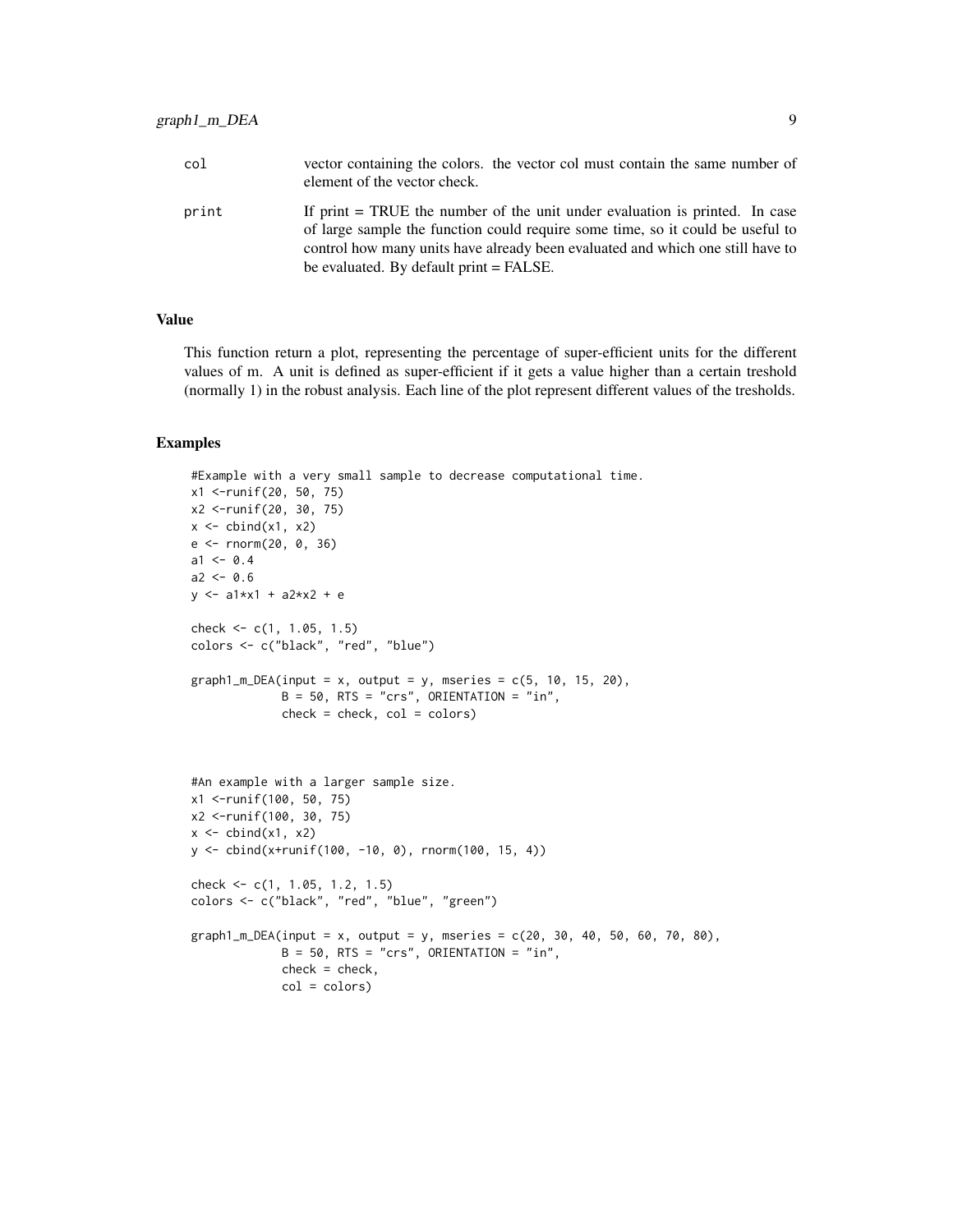| | |
|---|---|
| `col` | vector containing the colors. the vector col must contain the same number of element of the vector check. |
| `print` | If print = TRUE the number of the unit under evaluation is printed. In case of large sample the function could require some time, so it could be useful to control how many units have already been evaluated and which one still have to be evaluated. By default print = FALSE. |

## Value

This function return a plot, representing the percentage of super-efficient units for the different values of m. A unit is defined as super-efficient if it gets a value higher than a certain treshold (normally 1) in the robust analysis. Each line of the plot represent different values of the tresholds.

## Examples

```
#Example with a very small sample to decrease computational time.
x1 <-runif(20, 50, 75)
x2 <-runif(20, 30, 75)
x <- cbind(x1, x2)
e <- rnorm(20, 0, 36)
a1 <- 0.4
a2 <- 0.6
y <- a1*x1 + a2*x2 + e

check <- c(1, 1.05, 1.5)
colors <- c("black", "red", "blue")

graph1_m_DEA(input = x, output = y, mseries = c(5, 10, 15, 20),
             B = 50, RTS = "crs", ORIENTATION = "in",
             check = check, col = colors)



#An example with a larger sample size.
x1 <-runif(100, 50, 75)
x2 <-runif(100, 30, 75)
x <- cbind(x1, x2)
y <- cbind(x+runif(100, -10, 0), rnorm(100, 15, 4))

check <- c(1, 1.05, 1.2, 1.5)
colors <- c("black", "red", "blue", "green")

graph1_m_DEA(input = x, output = y, mseries = c(20, 30, 40, 50, 60, 70, 80),
             B = 50, RTS = "crs", ORIENTATION = "in",
             check = check,
             col = colors)
```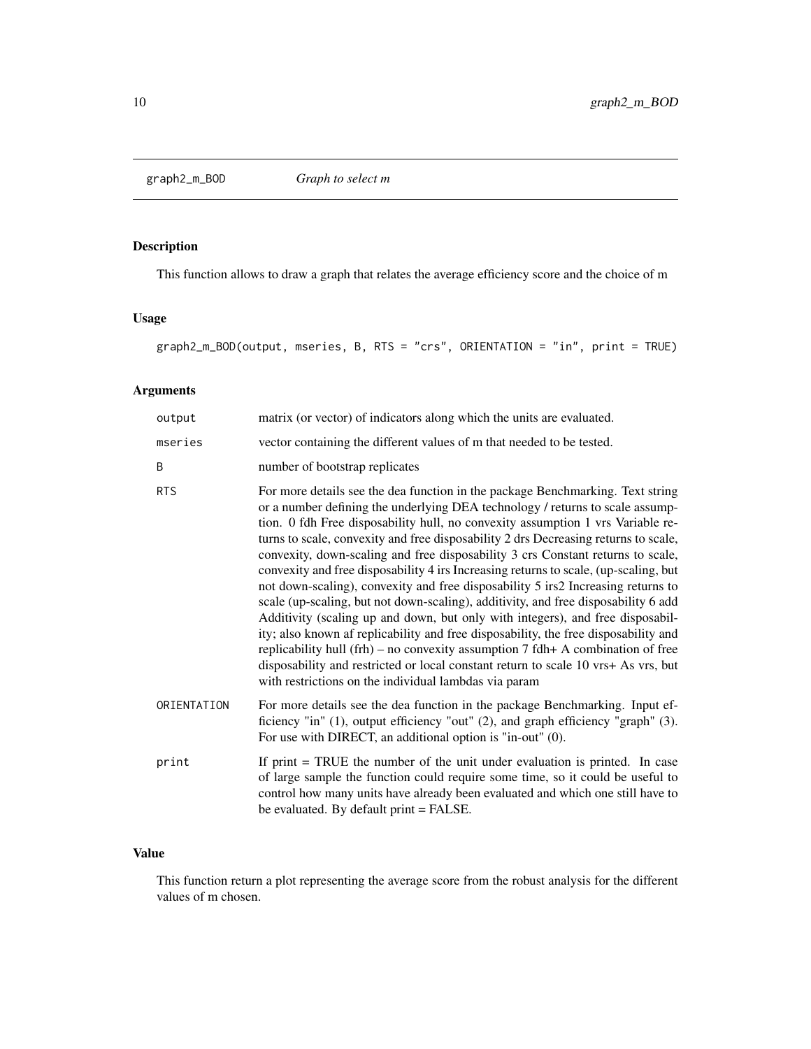## graph2_m_BOD — *Graph to select m*

### Description

This function allows to draw a graph that relates the average efficiency score and the choice of m

### Usage

```
graph2_m_BOD(output, mseries, B, RTS = "crs", ORIENTATION = "in", print = TRUE)
```

### Arguments

| Argument | Description |
| --- | --- |
| output | matrix (or vector) of indicators along which the units are evaluated. |
| mseries | vector containing the different values of m that needed to be tested. |
| B | number of bootstrap replicates |
| RTS | For more details see the dea function in the package Benchmarking. Text string or a number defining the underlying DEA technology / returns to scale assumption. 0 fdh Free disposability hull, no convexity assumption 1 vrs Variable returns to scale, convexity and free disposability 2 drs Decreasing returns to scale, convexity, down-scaling and free disposability 3 crs Constant returns to scale, convexity and free disposability 4 irs Increasing returns to scale, (up-scaling, but not down-scaling), convexity and free disposability 5 irs2 Increasing returns to scale (up-scaling, but not down-scaling), additivity, and free disposability 6 add Additivity (scaling up and down, but only with integers), and free disposability; also known af replicability and free disposability, the free disposability and replicability hull (frh) – no convexity assumption 7 fdh+ A combination of free disposability and restricted or local constant return to scale 10 vrs+ As vrs, but with restrictions on the individual lambdas via param |
| ORIENTATION | For more details see the dea function in the package Benchmarking. Input efficiency "in" (1), output efficiency "out" (2), and graph efficiency "graph" (3). For use with DIRECT, an additional option is "in-out" (0). |
| print | If print = TRUE the number of the unit under evaluation is printed. In case of large sample the function could require some time, so it could be useful to control how many units have already been evaluated and which one still have to be evaluated. By default print = FALSE. |

### Value

This function return a plot representing the average score from the robust analysis for the different values of m chosen.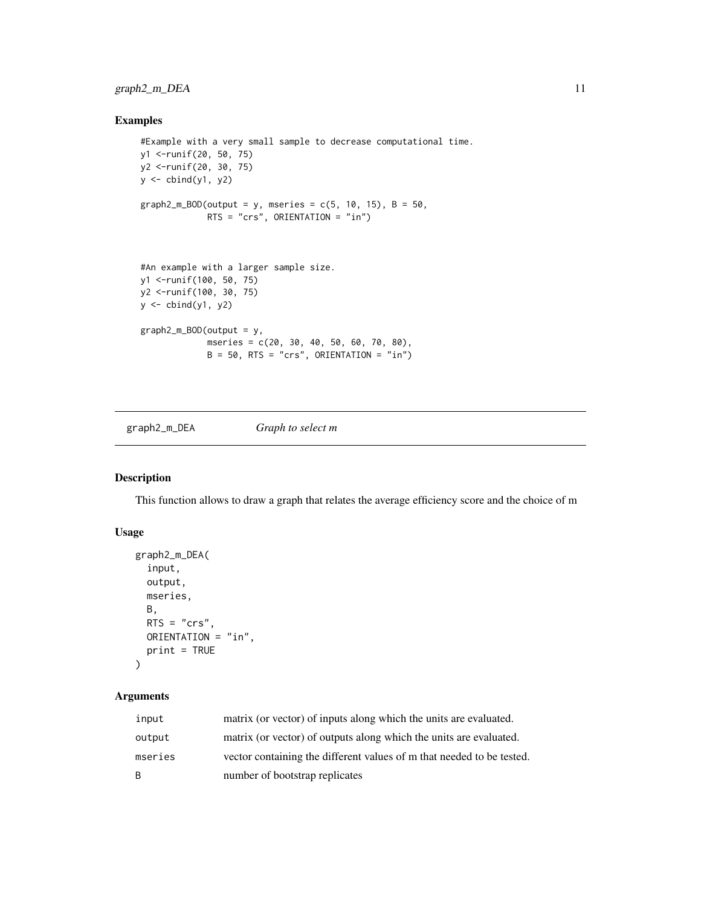### Examples

```
#Example with a very small sample to decrease computational time.
y1 <-runif(20, 50, 75)
y2 <-runif(20, 30, 75)
y <- cbind(y1, y2)

graph2_m_BOD(output = y, mseries = c(5, 10, 15), B = 50,
             RTS = "crs", ORIENTATION = "in")



#An example with a larger sample size.
y1 <-runif(100, 50, 75)
y2 <-runif(100, 30, 75)
y <- cbind(y1, y2)

graph2_m_BOD(output = y,
             mseries = c(20, 30, 40, 50, 60, 70, 80),
             B = 50, RTS = "crs", ORIENTATION = "in")
```

---

## graph2_m_DEA    *Graph to select m*

---

### Description

This function allows to draw a graph that relates the average efficiency score and the choice of m

### Usage

```
graph2_m_DEA(
  input,
  output,
  mseries,
  B,
  RTS = "crs",
  ORIENTATION = "in",
  print = TRUE
)
```

### Arguments

| | |
|---|---|
| input | matrix (or vector) of inputs along which the units are evaluated. |
| output | matrix (or vector) of outputs along which the units are evaluated. |
| mseries | vector containing the different values of m that needed to be tested. |
| B | number of bootstrap replicates |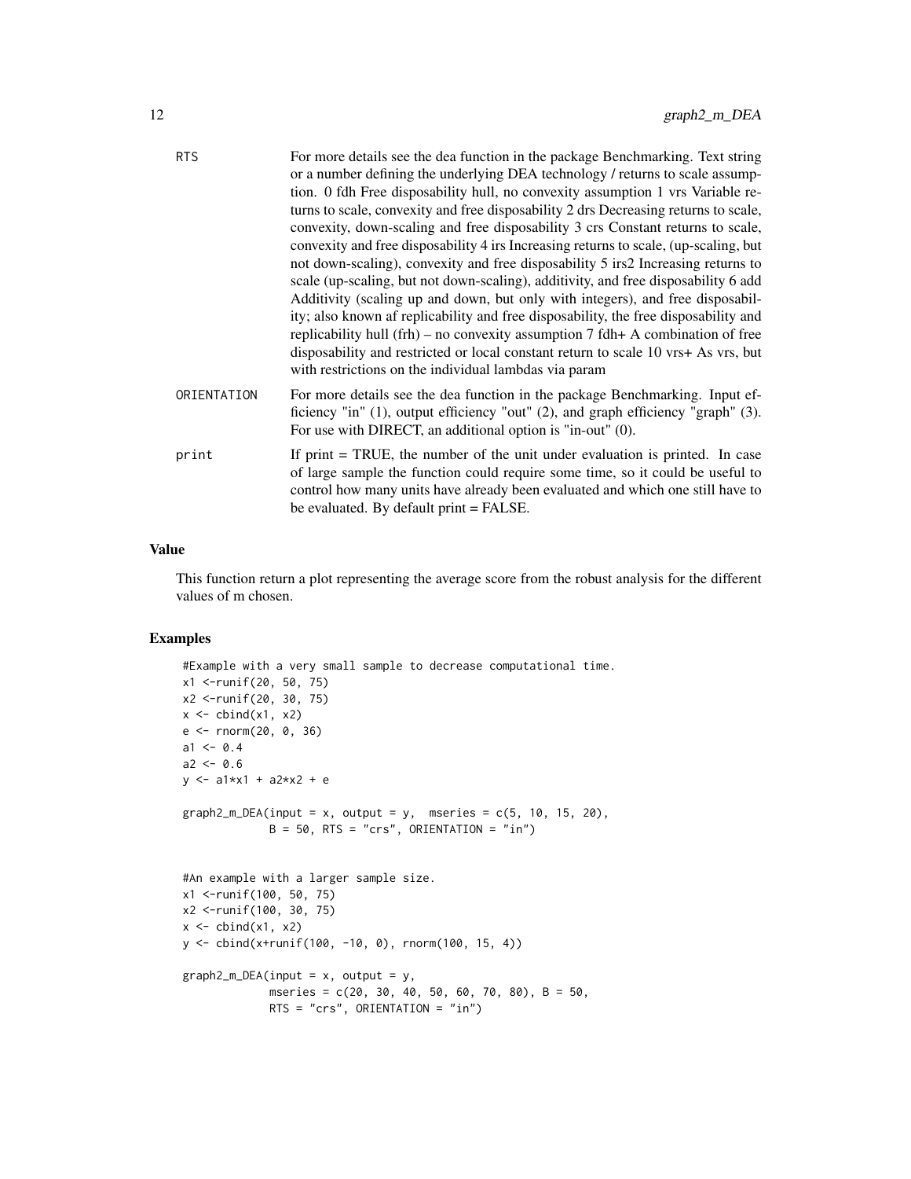| | |
|---|---|
| RTS | For more details see the dea function in the package Benchmarking. Text string or a number defining the underlying DEA technology / returns to scale assumption. 0 fdh Free disposability hull, no convexity assumption 1 vrs Variable returns to scale, convexity and free disposability 2 drs Decreasing returns to scale, convexity, down-scaling and free disposability 3 crs Constant returns to scale, convexity and free disposability 4 irs Increasing returns to scale, (up-scaling, but not down-scaling), convexity and free disposability 5 irs2 Increasing returns to scale (up-scaling, but not down-scaling), additivity, and free disposability 6 add Additivity (scaling up and down, but only with integers), and free disposability; also known af replicability and free disposability, the free disposability and replicability hull (frh) – no convexity assumption 7 fdh+ A combination of free disposability and restricted or local constant return to scale 10 vrs+ As vrs, but with restrictions on the individual lambdas via param |
| ORIENTATION | For more details see the dea function in the package Benchmarking. Input efficiency "in" (1), output efficiency "out" (2), and graph efficiency "graph" (3). For use with DIRECT, an additional option is "in-out" (0). |
| print | If print = TRUE, the number of the unit under evaluation is printed. In case of large sample the function could require some time, so it could be useful to control how many units have already been evaluated and which one still have to be evaluated. By default print = FALSE. |

## Value

This function return a plot representing the average score from the robust analysis for the different values of m chosen.

## Examples

```
#Example with a very small sample to decrease computational time.
x1 <-runif(20, 50, 75)
x2 <-runif(20, 30, 75)
x <- cbind(x1, x2)
e <- rnorm(20, 0, 36)
a1 <- 0.4
a2 <- 0.6
y <- a1*x1 + a2*x2 + e

graph2_m_DEA(input = x, output = y,  mseries = c(5, 10, 15, 20),
             B = 50, RTS = "crs", ORIENTATION = "in")


#An example with a larger sample size.
x1 <-runif(100, 50, 75)
x2 <-runif(100, 30, 75)
x <- cbind(x1, x2)
y <- cbind(x+runif(100, -10, 0), rnorm(100, 15, 4))

graph2_m_DEA(input = x, output = y,
             mseries = c(20, 30, 40, 50, 60, 70, 80), B = 50,
             RTS = "crs", ORIENTATION = "in")
```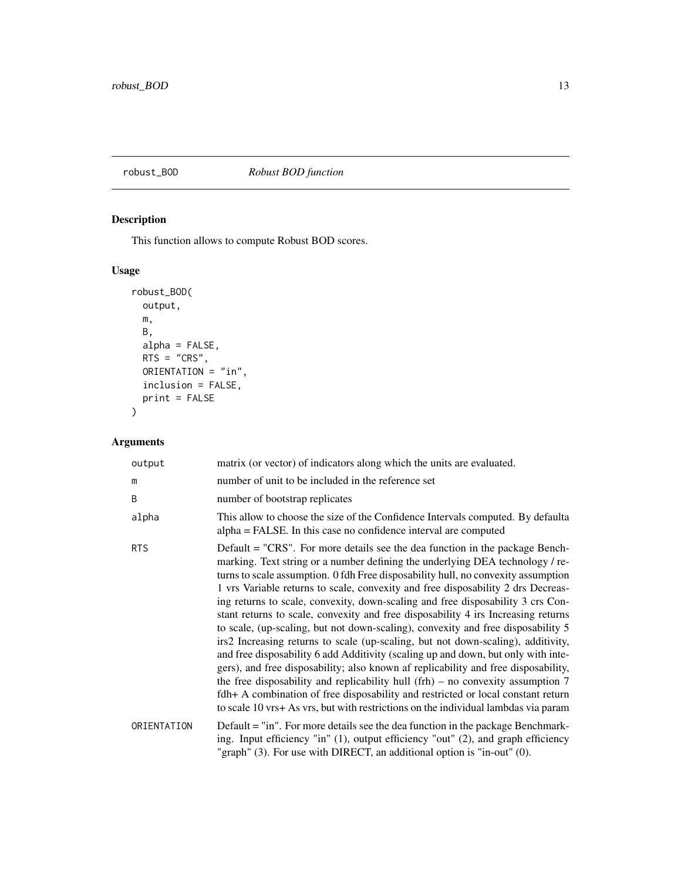robust_BOD    *Robust BOD function*

## Description

This function allows to compute Robust BOD scores.

## Usage

```
robust_BOD(
  output,
  m,
  B,
  alpha = FALSE,
  RTS = "CRS",
  ORIENTATION = "in",
  inclusion = FALSE,
  print = FALSE
)
```

## Arguments

| | |
|---|---|
| output | matrix (or vector) of indicators along which the units are evaluated. |
| m | number of unit to be included in the reference set |
| B | number of bootstrap replicates |
| alpha | This allow to choose the size of the Confidence Intervals computed. By defaulta alpha = FALSE. In this case no confidence interval are computed |
| RTS | Default = "CRS". For more details see the dea function in the package Benchmarking. Text string or a number defining the underlying DEA technology / returns to scale assumption. 0 fdh Free disposability hull, no convexity assumption 1 vrs Variable returns to scale, convexity and free disposability 2 drs Decreasing returns to scale, convexity, down-scaling and free disposability 3 crs Constant returns to scale, convexity and free disposability 4 irs Increasing returns to scale, (up-scaling, but not down-scaling), convexity and free disposability 5 irs2 Increasing returns to scale (up-scaling, but not down-scaling), additivity, and free disposability 6 add Additivity (scaling up and down, but only with integers), and free disposability; also known af replicability and free disposability, the free disposability and replicability hull (frh) – no convexity assumption 7 fdh+ A combination of free disposability and restricted or local constant return to scale 10 vrs+ As vrs, but with restrictions on the individual lambdas via param |
| ORIENTATION | Default = "in". For more details see the dea function in the package Benchmarking. Input efficiency "in" (1), output efficiency "out" (2), and graph efficiency "graph" (3). For use with DIRECT, an additional option is "in-out" (0). |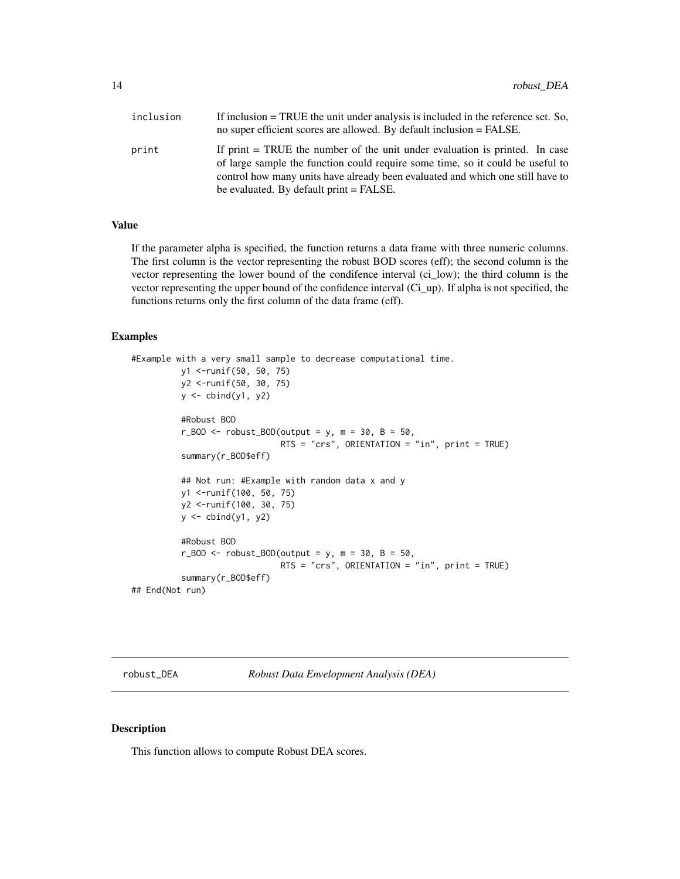| | |
|---|---|
| inclusion | If inclusion = TRUE the unit under analysis is included in the reference set. So, no super efficient scores are allowed. By default inclusion = FALSE. |
| print | If print = TRUE the number of the unit under evaluation is printed. In case of large sample the function could require some time, so it could be useful to control how many units have already been evaluated and which one still have to be evaluated. By default print = FALSE. |

## Value

If the parameter alpha is specified, the function returns a data frame with three numeric columns. The first column is the vector representing the robust BOD scores (eff); the second column is the vector representing the lower bound of the condifence interval (ci_low); the third column is the vector representing the upper bound of the confidence interval (Ci_up). If alpha is not specified, the functions returns only the first column of the data frame (eff).

## Examples

```
#Example with a very small sample to decrease computational time.
          y1 <-runif(50, 50, 75)
          y2 <-runif(50, 30, 75)
          y <- cbind(y1, y2)

          #Robust BOD
          r_BOD <- robust_BOD(output = y, m = 30, B = 50,
                              RTS = "crs", ORIENTATION = "in", print = TRUE)
          summary(r_BOD$eff)

          ## Not run: #Example with random data x and y
          y1 <-runif(100, 50, 75)
          y2 <-runif(100, 30, 75)
          y <- cbind(y1, y2)

          #Robust BOD
          r_BOD <- robust_BOD(output = y, m = 30, B = 50,
                              RTS = "crs", ORIENTATION = "in", print = TRUE)
          summary(r_BOD$eff)
## End(Not run)
```

---

# robust_DEA — *Robust Data Envelopment Analysis (DEA)*

---

## Description

This function allows to compute Robust DEA scores.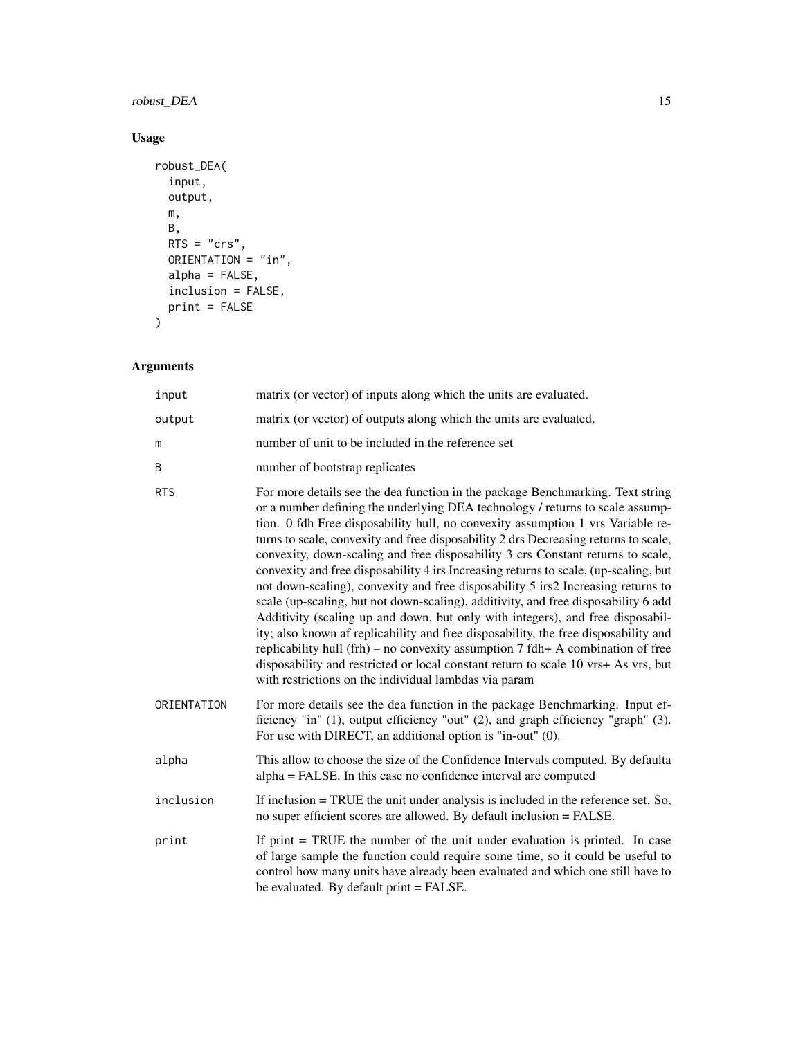## Usage

```
robust_DEA(
  input,
  output,
  m,
  B,
  RTS = "crs",
  ORIENTATION = "in",
  alpha = FALSE,
  inclusion = FALSE,
  print = FALSE
)
```

## Arguments

| | |
|---|---|
| input | matrix (or vector) of inputs along which the units are evaluated. |
| output | matrix (or vector) of outputs along which the units are evaluated. |
| m | number of unit to be included in the reference set |
| B | number of bootstrap replicates |
| RTS | For more details see the dea function in the package Benchmarking. Text string or a number defining the underlying DEA technology / returns to scale assumption. 0 fdh Free disposability hull, no convexity assumption 1 vrs Variable returns to scale, convexity and free disposability 2 drs Decreasing returns to scale, convexity, down-scaling and free disposability 3 crs Constant returns to scale, convexity and free disposability 4 irs Increasing returns to scale, (up-scaling, but not down-scaling), convexity and free disposability 5 irs2 Increasing returns to scale (up-scaling, but not down-scaling), additivity, and free disposability 6 add Additivity (scaling up and down, but only with integers), and free disposability; also known af replicability and free disposability, the free disposability and replicability hull (frh) – no convexity assumption 7 fdh+ A combination of free disposability and restricted or local constant return to scale 10 vrs+ As vrs, but with restrictions on the individual lambdas via param |
| ORIENTATION | For more details see the dea function in the package Benchmarking. Input efficiency "in" (1), output efficiency "out" (2), and graph efficiency "graph" (3). For use with DIRECT, an additional option is "in-out" (0). |
| alpha | This allow to choose the size of the Confidence Intervals computed. By defaulta alpha = FALSE. In this case no confidence interval are computed |
| inclusion | If inclusion = TRUE the unit under analysis is included in the reference set. So, no super efficient scores are allowed. By default inclusion = FALSE. |
| print | If print = TRUE the number of the unit under evaluation is printed. In case of large sample the function could require some time, so it could be useful to control how many units have already been evaluated and which one still have to be evaluated. By default print = FALSE. |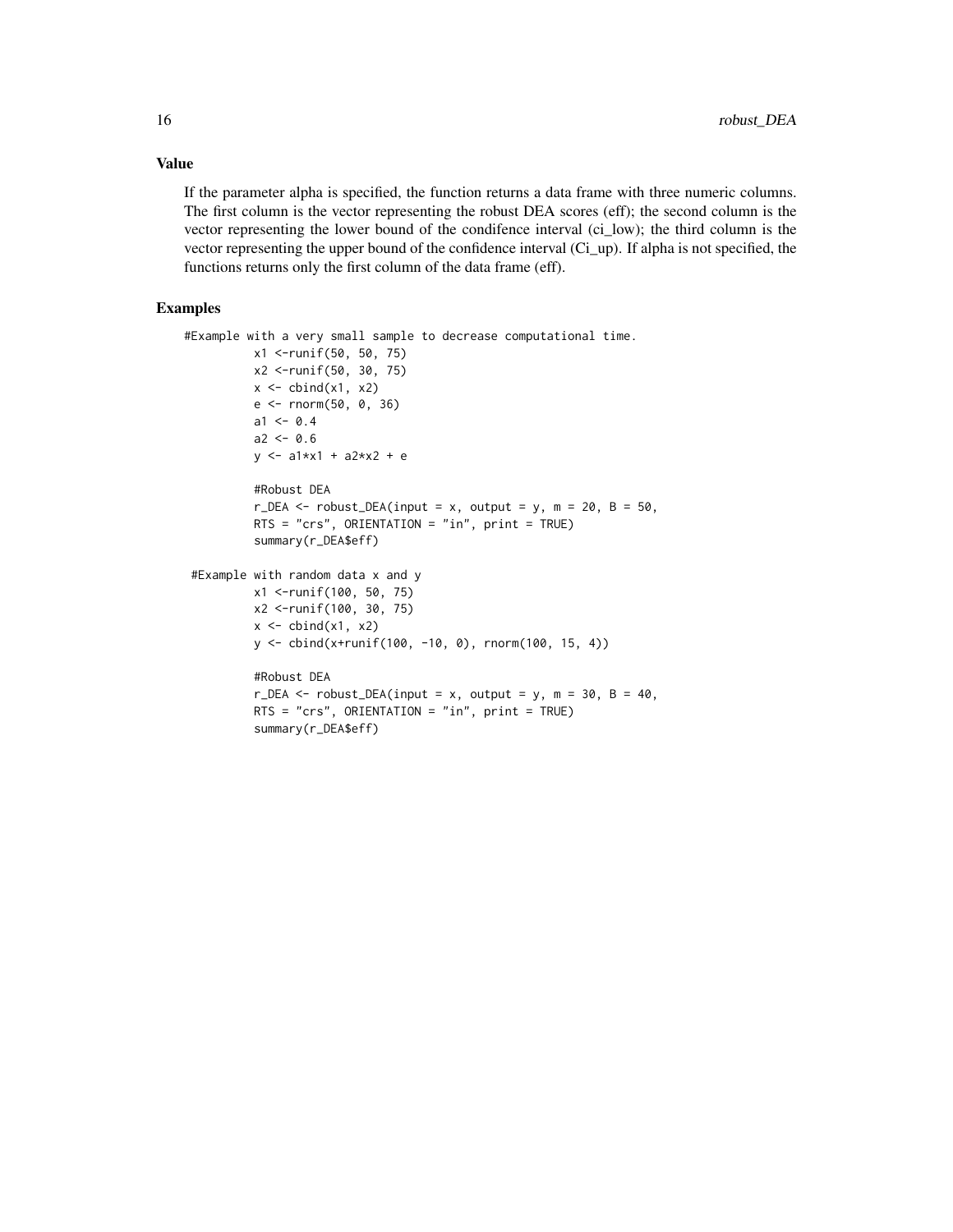## Value

If the parameter alpha is specified, the function returns a data frame with three numeric columns. The first column is the vector representing the robust DEA scores (eff); the second column is the vector representing the lower bound of the condifence interval (ci_low); the third column is the vector representing the upper bound of the confidence interval (Ci_up). If alpha is not specified, the functions returns only the first column of the data frame (eff).

## Examples

```
#Example with a very small sample to decrease computational time.
          x1 <-runif(50, 50, 75)
          x2 <-runif(50, 30, 75)
          x <- cbind(x1, x2)
          e <- rnorm(50, 0, 36)
          a1 <- 0.4
          a2 <- 0.6
          y <- a1*x1 + a2*x2 + e

          #Robust DEA
          r_DEA <- robust_DEA(input = x, output = y, m = 20, B = 50,
          RTS = "crs", ORIENTATION = "in", print = TRUE)
          summary(r_DEA$eff)

 #Example with random data x and y
          x1 <-runif(100, 50, 75)
          x2 <-runif(100, 30, 75)
          x <- cbind(x1, x2)
          y <- cbind(x+runif(100, -10, 0), rnorm(100, 15, 4))

          #Robust DEA
          r_DEA <- robust_DEA(input = x, output = y, m = 30, B = 40,
          RTS = "crs", ORIENTATION = "in", print = TRUE)
          summary(r_DEA$eff)
```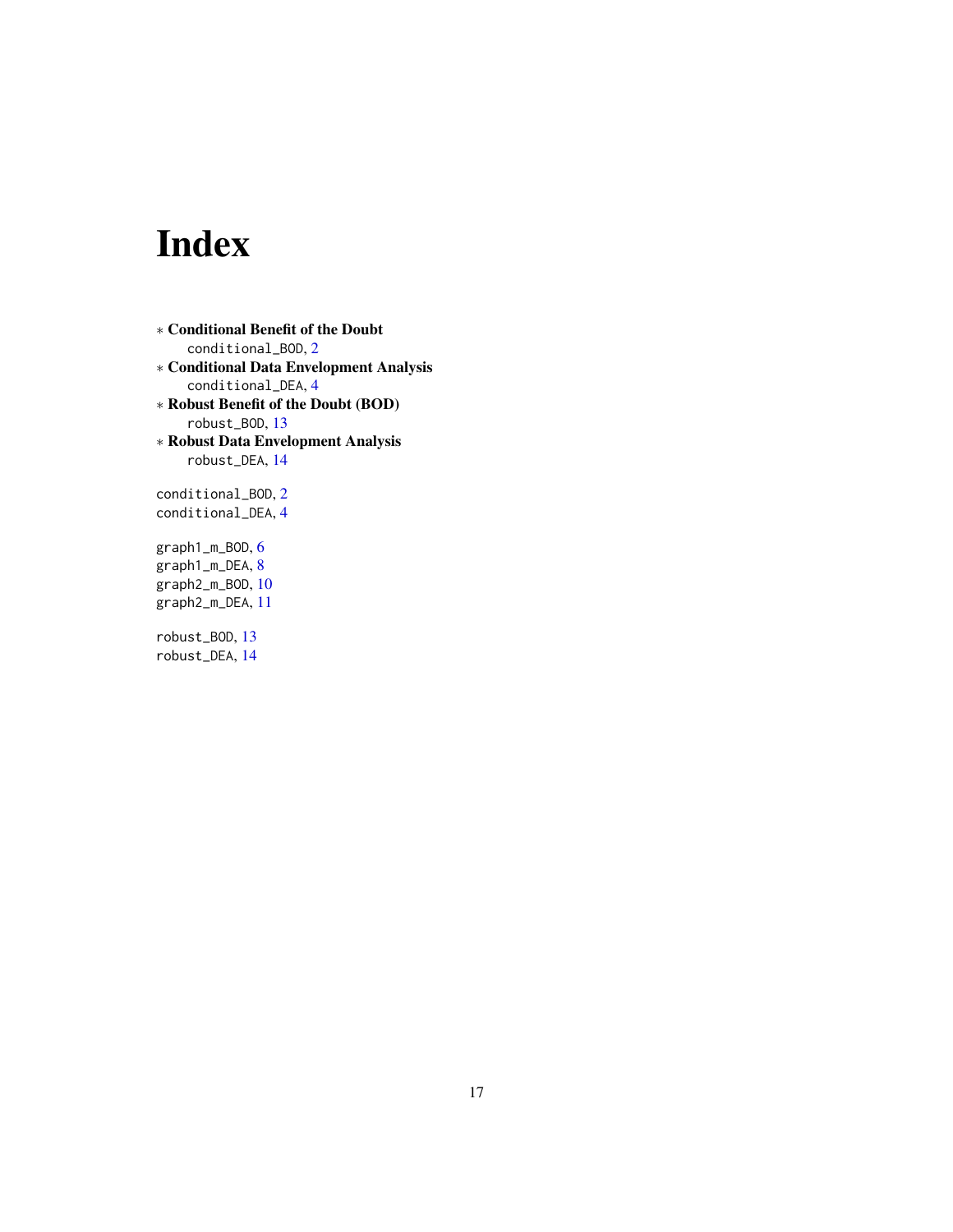# Index

∗ **Conditional Benefit of the Doubt**
    conditional_BOD, 2
∗ **Conditional Data Envelopment Analysis**
    conditional_DEA, 4
∗ **Robust Benefit of the Doubt (BOD)**
    robust_BOD, 13
∗ **Robust Data Envelopment Analysis**
    robust_DEA, 14

conditional_BOD, 2
conditional_DEA, 4

graph1_m_BOD, 6
graph1_m_DEA, 8
graph2_m_BOD, 10
graph2_m_DEA, 11

robust_BOD, 13
robust_DEA, 14